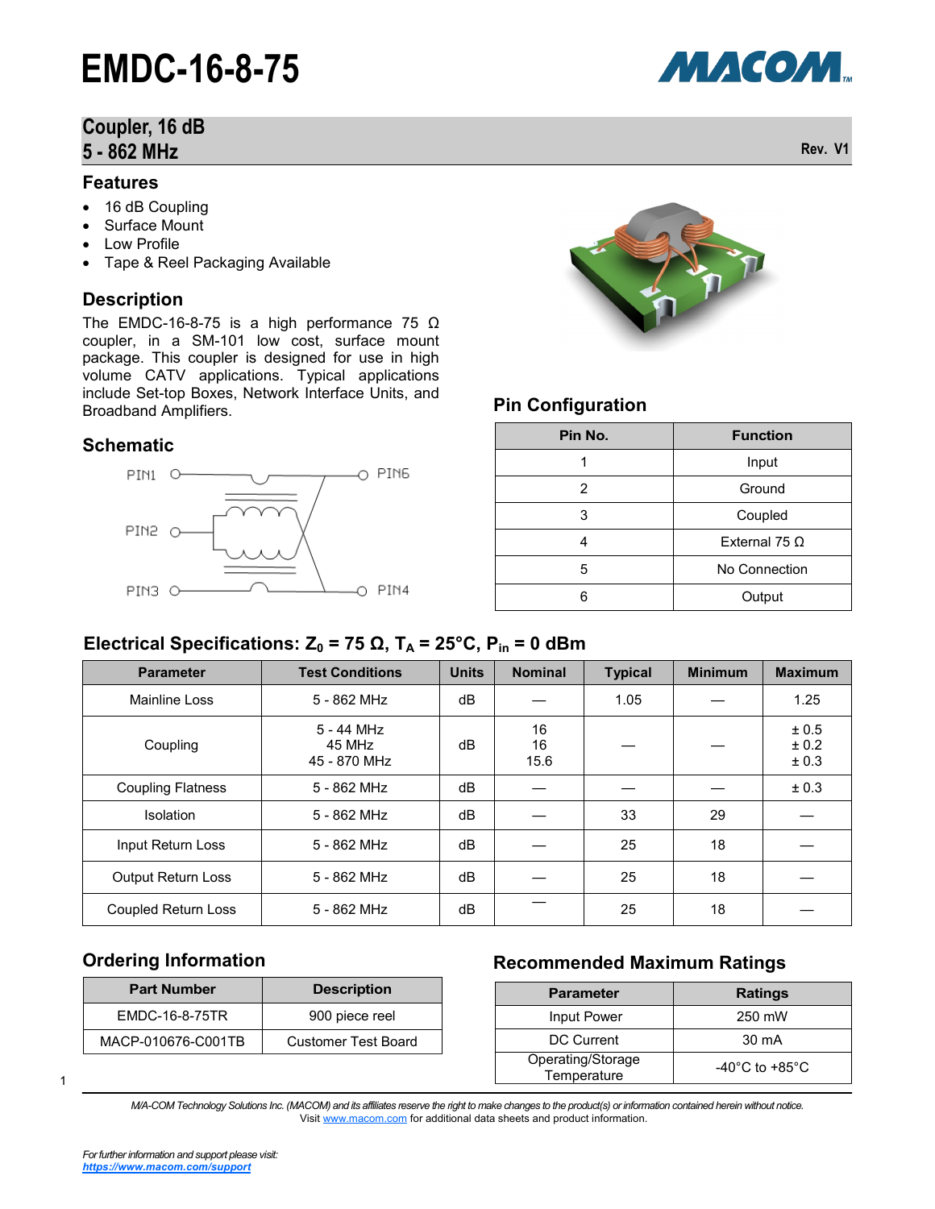# EMDC-16-8-75

## Coupler, 16 dB
## 5 - 862 MHz

Rev. V1

### Features

- 16 dB Coupling
- Surface Mount
- Low Profile
- Tape & Reel Packaging Available

### Description

The EMDC-16-8-75 is a high performance 75 Ω coupler, in a SM-101 low cost, surface mount package. This coupler is designed for use in high volume CATV applications. Typical applications include Set-top Boxes, Network Interface Units, and Broadband Amplifiers.

### Schematic

PIN1, PIN2, PIN3, PIN4, PIN6

### Pin Configuration

| Pin No. | Function |
|---|---|
| 1 | Input |
| 2 | Ground |
| 3 | Coupled |
| 4 | External 75 Ω |
| 5 | No Connection |
| 6 | Output |

### Electrical Specifications: $Z_0$ = 75 Ω, $T_A$ = 25°C, $P_{in}$ = 0 dBm

| Parameter | Test Conditions | Units | Nominal | Typical | Minimum | Maximum |
|---|---|---|---|---|---|---|
| Mainline Loss | 5 - 862 MHz | dB | — | 1.05 | — | 1.25 |
| Coupling | 5 - 44 MHz<br>45 MHz<br>45 - 870 MHz | dB | 16<br>16<br>15.6 | — | — | ± 0.5<br>± 0.2<br>± 0.3 |
| Coupling Flatness | 5 - 862 MHz | dB | — | — | — | ± 0.3 |
| Isolation | 5 - 862 MHz | dB | — | 33 | 29 | — |
| Input Return Loss | 5 - 862 MHz | dB | — | 25 | 18 | — |
| Output Return Loss | 5 - 862 MHz | dB | — | 25 | 18 | — |
| Coupled Return Loss | 5 - 862 MHz | dB | — | 25 | 18 | — |

### Ordering Information

| Part Number | Description |
|---|---|
| EMDC-16-8-75TR | 900 piece reel |
| MACP-010676-C001TB | Customer Test Board |

### Recommended Maximum Ratings

| Parameter | Ratings |
|---|---|
| Input Power | 250 mW |
| DC Current | 30 mA |
| Operating/Storage Temperature | -40°C to +85°C |

*M/A-COM Technology Solutions Inc. (MACOM) and its affiliates reserve the right to make changes to the product(s) or information contained herein without notice.*
Visit www.macom.com for additional data sheets and product information.

*For further information and support please visit:*
***https://www.macom.com/support***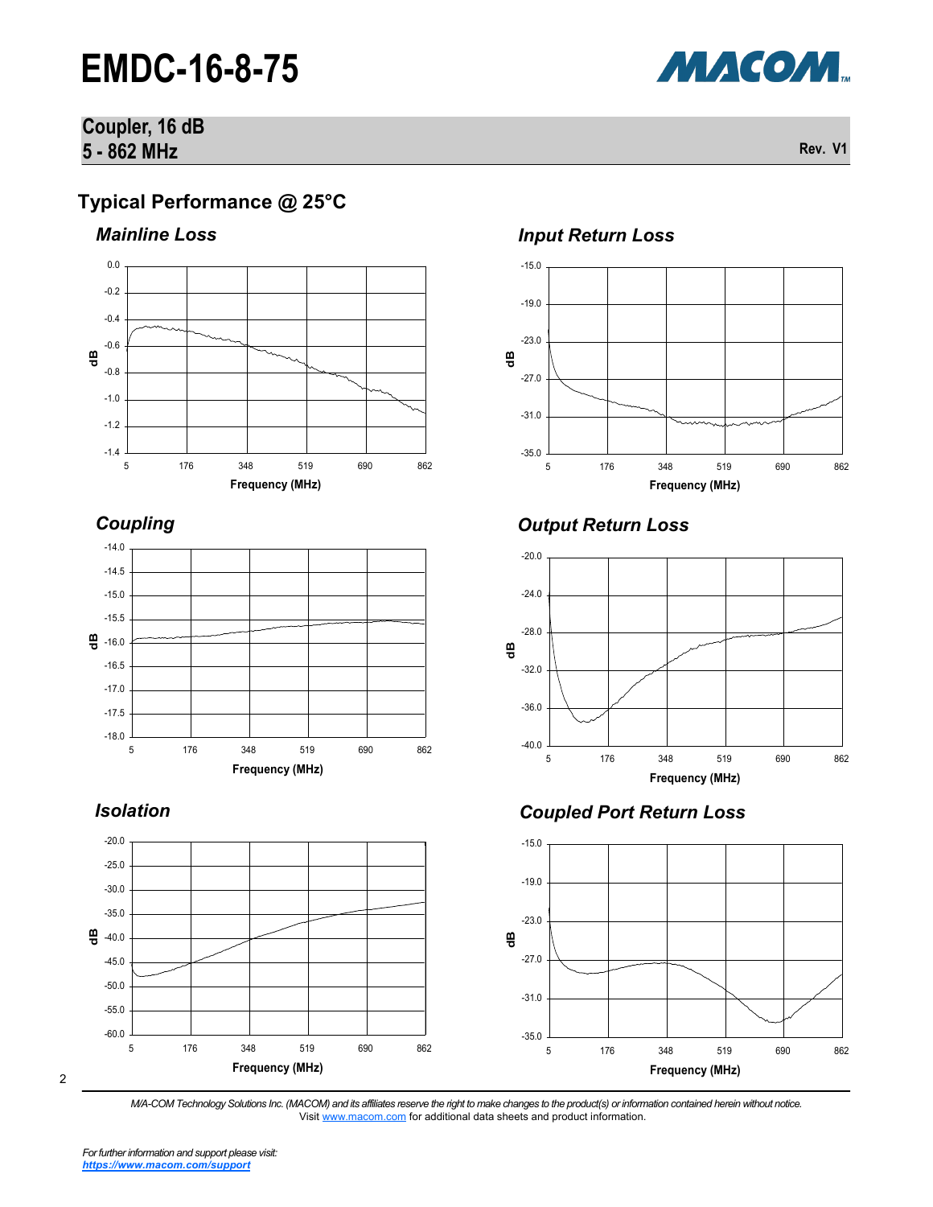# EMDC-16-8-75

**Coupler, 16 dB**
**5 - 862 MHz**

Rev. V1

## Typical Performance @ 25°C

### *Mainline Loss*

### *Input Return Loss*

### *Coupling*

### *Output Return Loss*

### *Isolation*

### *Coupled Port Return Loss*

*M/A-COM Technology Solutions Inc. (MACOM) and its affiliates reserve the right to make changes to the product(s) or information contained herein without notice.*
Visit www.macom.com for additional data sheets and product information.

*For further information and support please visit:*
***https://www.macom.com/support***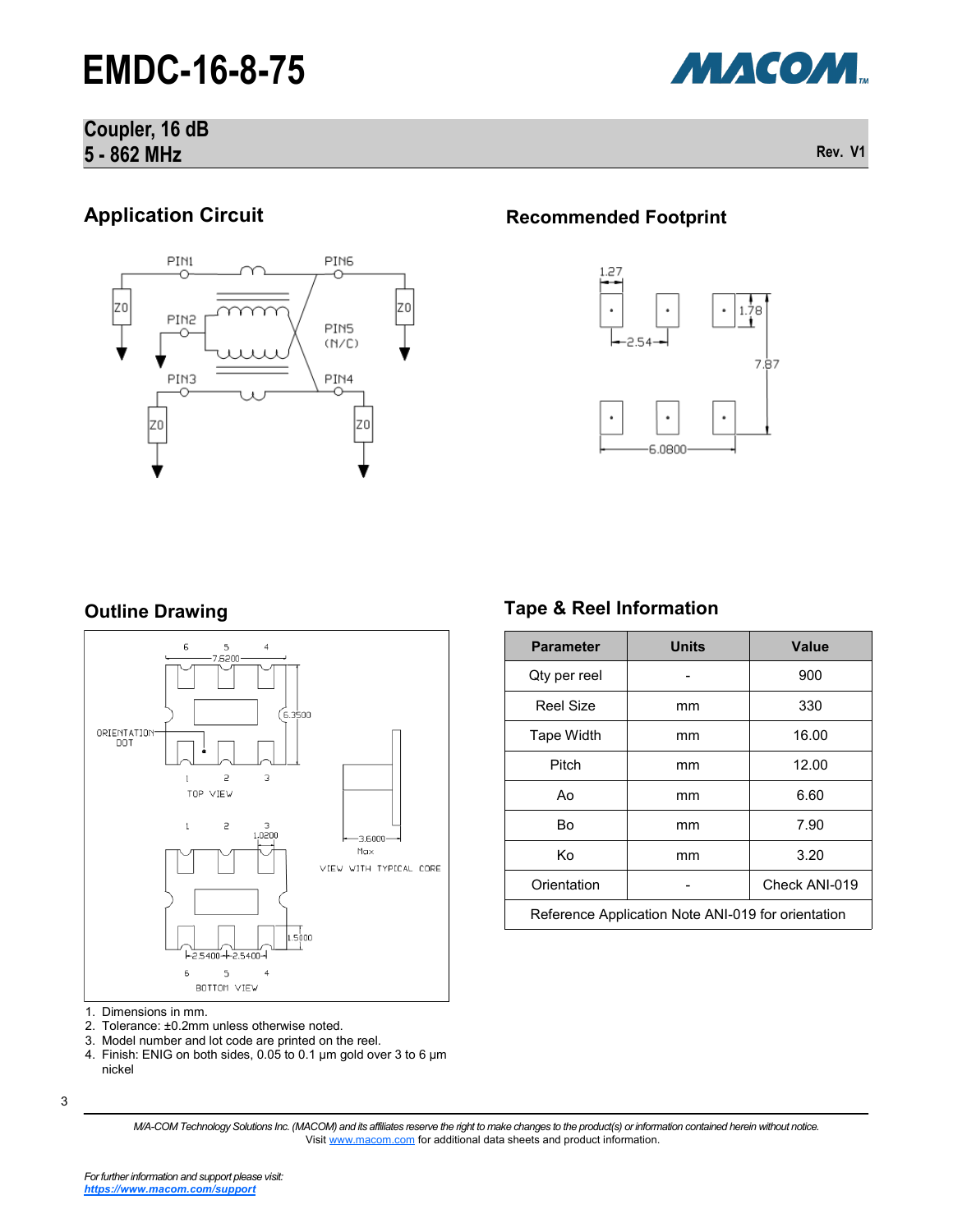# EMDC-16-8-75

## Coupler, 16 dB
## 5 - 862 MHz

Rev. V1

## Application Circuit

## Recommended Footprint

## Outline Drawing

1. Dimensions in mm.
2. Tolerance: ±0.2mm unless otherwise noted.
3. Model number and lot code are printed on the reel.
4. Finish: ENIG on both sides, 0.05 to 0.1 µm gold over 3 to 6 µm nickel

## Tape & Reel Information

| Parameter | Units | Value |
|---|---|---|
| Qty per reel | - | 900 |
| Reel Size | mm | 330 |
| Tape Width | mm | 16.00 |
| Pitch | mm | 12.00 |
| Ao | mm | 6.60 |
| Bo | mm | 7.90 |
| Ko | mm | 3.20 |
| Orientation | - | Check ANI-019 |
| Reference Application Note ANI-019 for orientation | | |

*M/A-COM Technology Solutions Inc. (MACOM) and its affiliates reserve the right to make changes to the product(s) or information contained herein without notice.*
Visit www.macom.com for additional data sheets and product information.

*For further information and support please visit:*
***https://www.macom.com/support***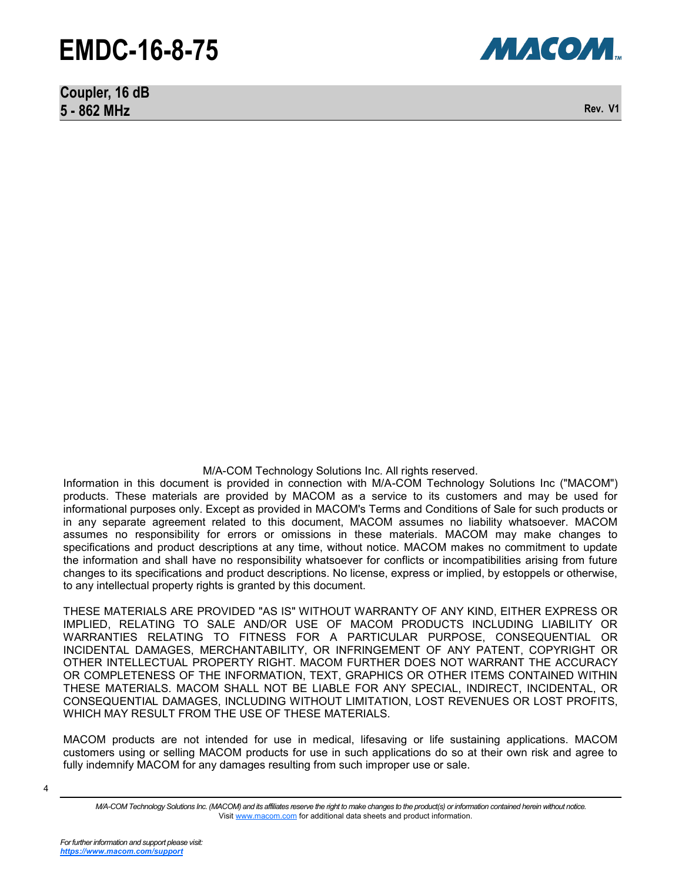M/A-COM Technology Solutions Inc. All rights reserved.

Information in this document is provided in connection with M/A-COM Technology Solutions Inc ("MACOM") products. These materials are provided by MACOM as a service to its customers and may be used for informational purposes only. Except as provided in MACOM's Terms and Conditions of Sale for such products or in any separate agreement related to this document, MACOM assumes no liability whatsoever. MACOM assumes no responsibility for errors or omissions in these materials. MACOM may make changes to specifications and product descriptions at any time, without notice. MACOM makes no commitment to update the information and shall have no responsibility whatsoever for conflicts or incompatibilities arising from future changes to its specifications and product descriptions. No license, express or implied, by estoppels or otherwise, to any intellectual property rights is granted by this document.

THESE MATERIALS ARE PROVIDED "AS IS" WITHOUT WARRANTY OF ANY KIND, EITHER EXPRESS OR IMPLIED, RELATING TO SALE AND/OR USE OF MACOM PRODUCTS INCLUDING LIABILITY OR WARRANTIES RELATING TO FITNESS FOR A PARTICULAR PURPOSE, CONSEQUENTIAL OR INCIDENTAL DAMAGES, MERCHANTABILITY, OR INFRINGEMENT OF ANY PATENT, COPYRIGHT OR OTHER INTELLECTUAL PROPERTY RIGHT. MACOM FURTHER DOES NOT WARRANT THE ACCURACY OR COMPLETENESS OF THE INFORMATION, TEXT, GRAPHICS OR OTHER ITEMS CONTAINED WITHIN THESE MATERIALS. MACOM SHALL NOT BE LIABLE FOR ANY SPECIAL, INDIRECT, INCIDENTAL, OR CONSEQUENTIAL DAMAGES, INCLUDING WITHOUT LIMITATION, LOST REVENUES OR LOST PROFITS, WHICH MAY RESULT FROM THE USE OF THESE MATERIALS.

MACOM products are not intended for use in medical, lifesaving or life sustaining applications. MACOM customers using or selling MACOM products for use in such applications do so at their own risk and agree to fully indemnify MACOM for any damages resulting from such improper use or sale.